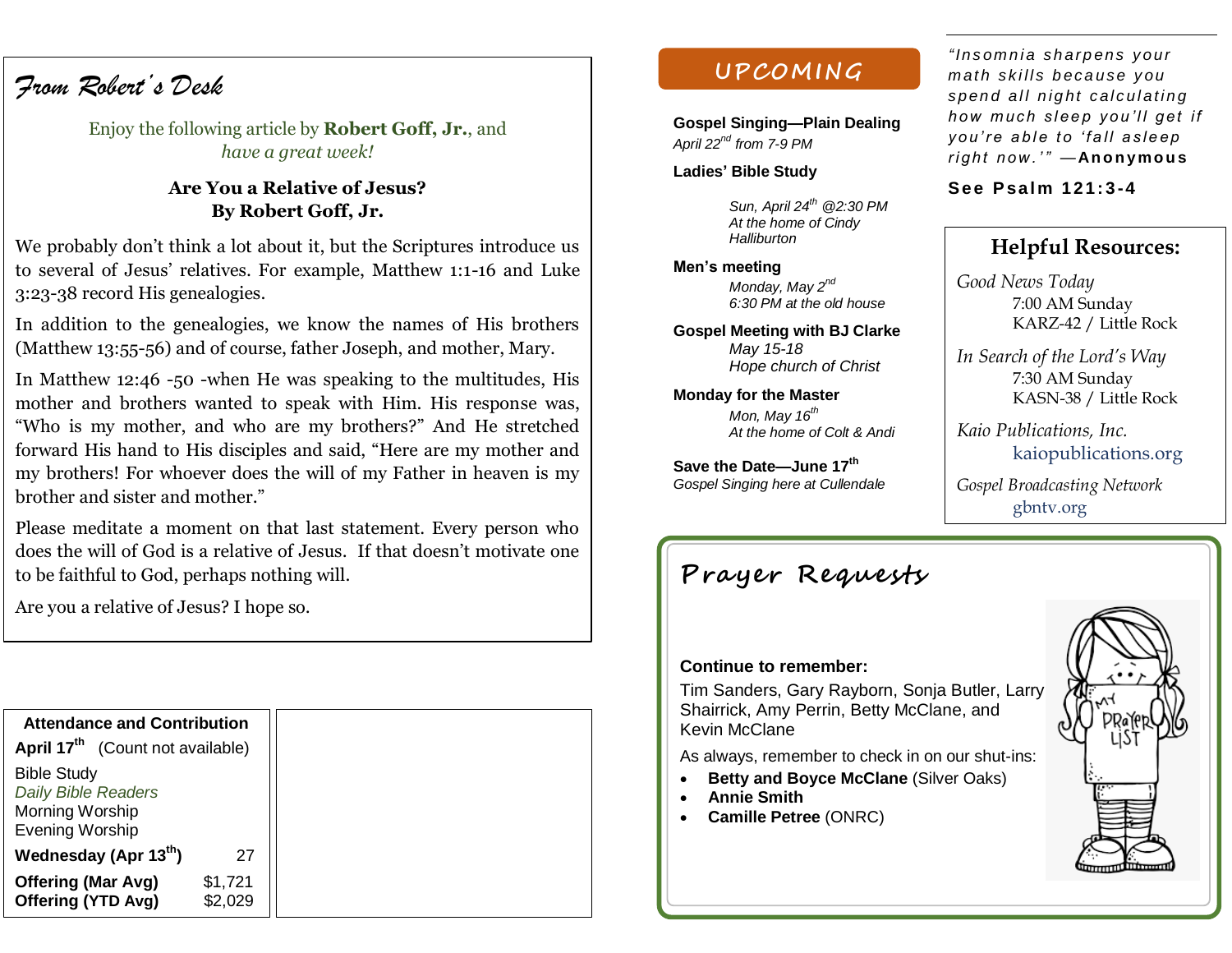## From Robert's Desk

Enjoy the following article by **Robert Goff, Jr.**, and *have a great week!*

**Are You a Relative of Jesus?**
**By Robert Goff, Jr.**

We probably don't think a lot about it, but the Scriptures introduce us to several of Jesus' relatives. For example, Matthew 1:1-16 and Luke 3:23-38 record His genealogies.

In addition to the genealogies, we know the names of His brothers (Matthew 13:55-56) and of course, father Joseph, and mother, Mary.

In Matthew 12:46 -50 -when He was speaking to the multitudes, His mother and brothers wanted to speak with Him. His response was, "Who is my mother, and who are my brothers?" And He stretched forward His hand to His disciples and said, "Here are my mother and my brothers! For whoever does the will of my Father in heaven is my brother and sister and mother."

Please meditate a moment on that last statement. Every person who does the will of God is a relative of Jesus. If that doesn't motivate one to be faithful to God, perhaps nothing will.

Are you a relative of Jesus? I hope so.

| Attendance and Contribution | |
|---|---|
| **April 17th** (Count not available) | |
| Bible Study | |
| *Daily Bible Readers* | |
| Morning Worship | |
| Evening Worship | |
| **Wednesday (Apr 13th)** | 27 |
| **Offering (Mar Avg)** | $1,721 |
| **Offering (YTD Avg)** | $2,029 |

## UPCOMING

**Gospel Singing—Plain Dealing**
*April 22nd from 7-9 PM*

**Ladies' Bible Study**
*Sun, April 24th @2:30 PM*
*At the home of Cindy Halliburton*

**Men's meeting**
*Monday, May 2nd*
*6:30 PM at the old house*

**Gospel Meeting with BJ Clarke**
*May 15-18*
*Hope church of Christ*

**Monday for the Master**
*Mon, May 16th*
*At the home of Colt & Andi*

**Save the Date—June 17th**
*Gospel Singing here at Cullendale*

*"Insomnia sharpens your math skills because you spend all night calculating how much sleep you'll get if you're able to 'fall asleep right now.'"* —**Anonymous**

**See Psalm 121:3-4**

## Helpful Resources:

*Good News Today*
7:00 AM Sunday
KARZ-42 / Little Rock

*In Search of the Lord's Way*
7:30 AM Sunday
KASN-38 / Little Rock

*Kaio Publications, Inc.*
kaiopublications.org

*Gospel Broadcasting Network*
gbntv.org

## Prayer Requests

**Continue to remember:**

Tim Sanders, Gary Rayborn, Sonja Butler, Larry Shairrick, Amy Perrin, Betty McClane, and Kevin McClane

As always, remember to check in on our shut-ins:

- **Betty and Boyce McClane** (Silver Oaks)
- **Annie Smith**
- **Camille Petree** (ONRC)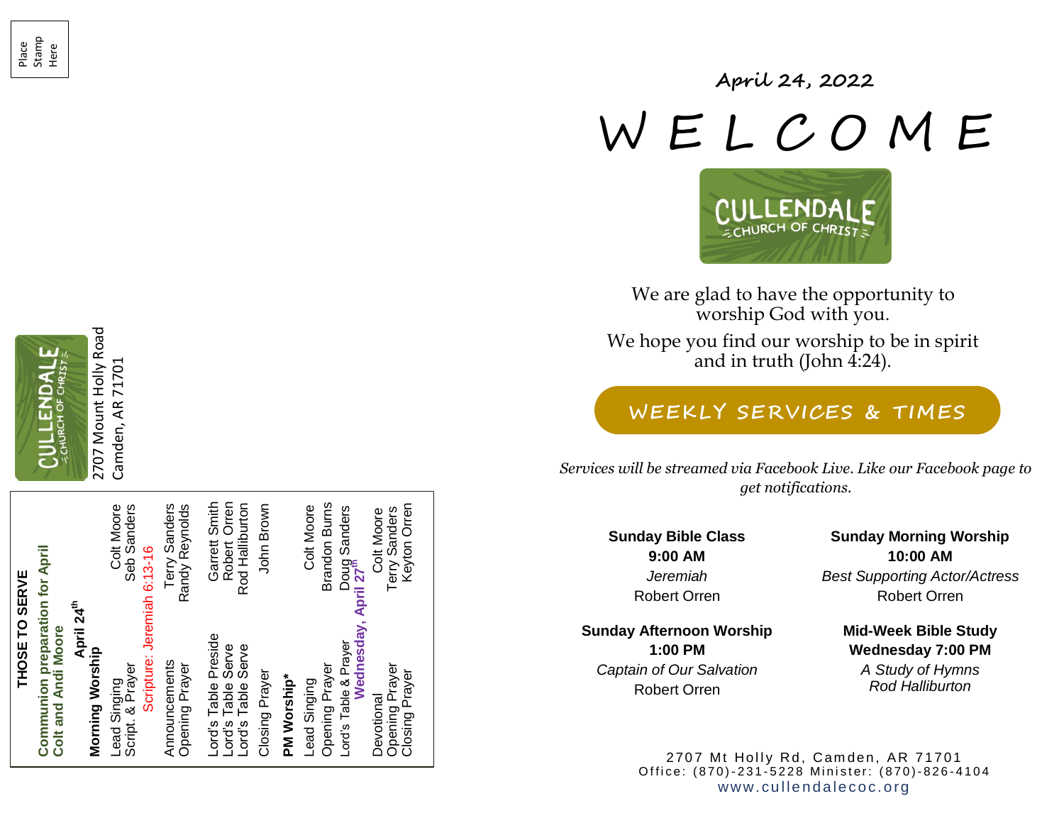Place Stamp Here

CULLENDALE CHURCH OF CHRIST

2707 Mount Holly Road
Camden, AR 71701

## THOSE TO SERVE

**Communion preparation for April**
**Colt and Andi Moore**

**April 24th**

**Morning Worship**

| | |
|---|---|
| Lead Singing | Colt Moore |
| Script. & Prayer | Seb Sanders |

Scripture: Jeremiah 6:13-16

| | |
|---|---|
| Announcements | Terry Sanders |
| Opening Prayer | Randy Reynolds |
| Lord's Table Preside | Garrett Smith |
| Lord's Table Serve | Robert Orren |
| Lord's Table Serve | Rod Halliburton |
| Closing Prayer | John Brown |

**PM Worship***

| | |
|---|---|
| Lead Singing | Colt Moore |
| Opening Prayer | Brandon Burns |
| Lord's Table & Prayer | Doug Sanders |

**Wednesday, April 27th**

| | |
|---|---|
| Devotional | Colt Moore |
| Opening Prayer | Terry Sanders |
| Closing Prayer | Keyton Orren |

**April 24, 2022**

# WELCOME

CULLENDALE CHURCH OF CHRIST

We are glad to have the opportunity to worship God with you.

We hope you find our worship to be in spirit and in truth (John 4:24).

## WEEKLY SERVICES & TIMES

*Services will be streamed via Facebook Live. Like our Facebook page to get notifications.*

**Sunday Bible Class**
**9:00 AM**
*Jeremiah*
Robert Orren

**Sunday Morning Worship**
**10:00 AM**
*Best Supporting Actor/Actress*
Robert Orren

**Sunday Afternoon Worship**
**1:00 PM**
*Captain of Our Salvation*
Robert Orren

**Mid-Week Bible Study**
**Wednesday 7:00 PM**
*A Study of Hymns*
*Rod Halliburton*

2707 Mt Holly Rd, Camden, AR 71701
Office: (870)-231-5228 Minister: (870)-826-4104
www.cullendalecoc.org